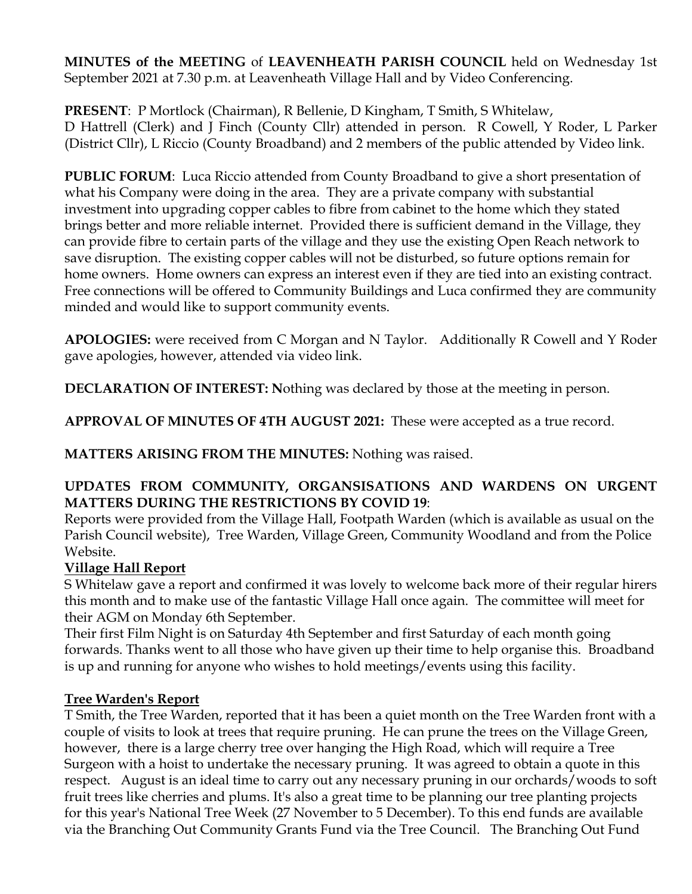**MINUTES of the MEETING** of **LEAVENHEATH PARISH COUNCIL** held on Wednesday 1st September 2021 at 7.30 p.m. at Leavenheath Village Hall and by Video Conferencing.

**PRESENT**: P Mortlock (Chairman), R Bellenie, D Kingham, T Smith, S Whitelaw, D Hattrell (Clerk) and J Finch (County Cllr) attended in person. R Cowell, Y Roder, L Parker (District Cllr), L Riccio (County Broadband) and 2 members of the public attended by Video link.

**PUBLIC FORUM**: Luca Riccio attended from County Broadband to give a short presentation of what his Company were doing in the area. They are a private company with substantial investment into upgrading copper cables to fibre from cabinet to the home which they stated brings better and more reliable internet. Provided there is sufficient demand in the Village, they can provide fibre to certain parts of the village and they use the existing Open Reach network to save disruption. The existing copper cables will not be disturbed, so future options remain for home owners. Home owners can express an interest even if they are tied into an existing contract. Free connections will be offered to Community Buildings and Luca confirmed they are community minded and would like to support community events.

**APOLOGIES:** were received from C Morgan and N Taylor. Additionally R Cowell and Y Roder gave apologies, however, attended via video link.

**DECLARATION OF INTEREST: N**othing was declared by those at the meeting in person.

**APPROVAL OF MINUTES OF 4TH AUGUST 2021:** These were accepted as a true record.

**MATTERS ARISING FROM THE MINUTES:** Nothing was raised.

**UPDATES FROM COMMUNITY, ORGANSISATIONS AND WARDENS ON URGENT MATTERS DURING THE RESTRICTIONS BY COVID 19**:

Reports were provided from the Village Hall, Footpath Warden (which is available as usual on the Parish Council website), Tree Warden, Village Green, Community Woodland and from the Police Website.

**Village Hall Report**

S Whitelaw gave a report and confirmed it was lovely to welcome back more of their regular hirers this month and to make use of the fantastic Village Hall once again. The committee will meet for their AGM on Monday 6th September.

Their first Film Night is on Saturday 4th September and first Saturday of each month going forwards. Thanks went to all those who have given up their time to help organise this. Broadband is up and running for anyone who wishes to hold meetings/events using this facility.

**Tree Warden's Report**

T Smith, the Tree Warden, reported that it has been a quiet month on the Tree Warden front with a couple of visits to look at trees that require pruning. He can prune the trees on the Village Green, however, there is a large cherry tree over hanging the High Road, which will require a Tree Surgeon with a hoist to undertake the necessary pruning. It was agreed to obtain a quote in this respect. August is an ideal time to carry out any necessary pruning in our orchards/woods to soft fruit trees like cherries and plums. It's also a great time to be planning our tree planting projects for this year's National Tree Week (27 November to 5 December). To this end funds are available via the Branching Out Community Grants Fund via the Tree Council. The Branching Out Fund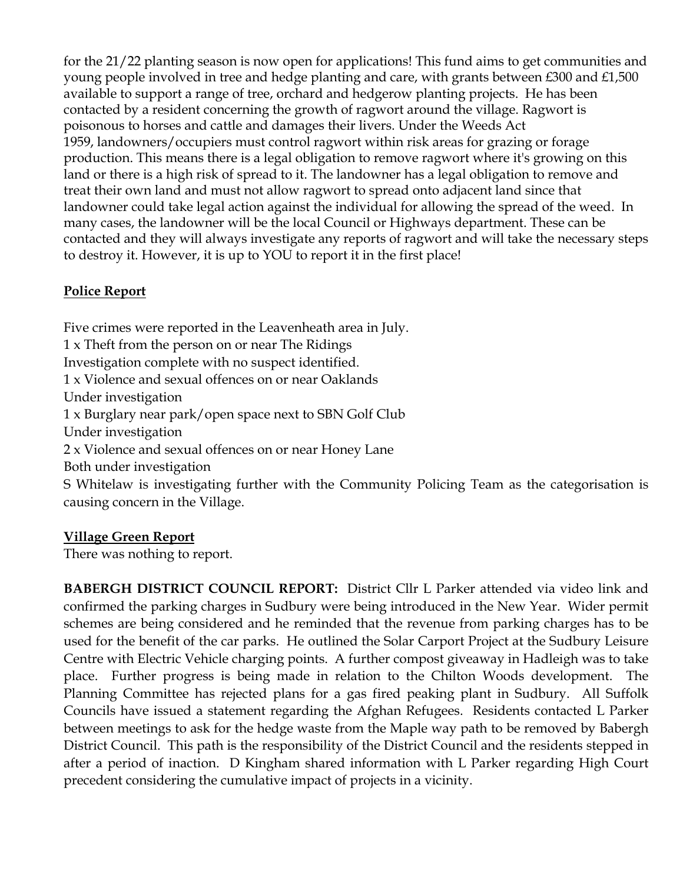for the 21/22 planting season is now open for applications! This fund aims to get communities and young people involved in tree and hedge planting and care, with grants between £300 and £1,500 available to support a range of tree, orchard and hedgerow planting projects. He has been contacted by a resident concerning the growth of ragwort around the village. Ragwort is poisonous to horses and cattle and damages their livers. Under the Weeds Act 1959, landowners/occupiers must control ragwort within risk areas for grazing or forage production. This means there is a legal obligation to remove ragwort where it's growing on this land or there is a high risk of spread to it. The landowner has a legal obligation to remove and treat their own land and must not allow ragwort to spread onto adjacent land since that landowner could take legal action against the individual for allowing the spread of the weed. In many cases, the landowner will be the local Council or Highways department. These can be contacted and they will always investigate any reports of ragwort and will take the necessary steps to destroy it. However, it is up to YOU to report it in the first place!

**Police Report**

Five crimes were reported in the Leavenheath area in July.
1 x Theft from the person on or near The Ridings
Investigation complete with no suspect identified.
1 x Violence and sexual offences on or near Oaklands
Under investigation
1 x Burglary near park/open space next to SBN Golf Club
Under investigation
2 x Violence and sexual offences on or near Honey Lane
Both under investigation
S Whitelaw is investigating further with the Community Policing Team as the categorisation is causing concern in the Village.

**Village Green Report**

There was nothing to report.

**BABERGH DISTRICT COUNCIL REPORT:** District Cllr L Parker attended via video link and confirmed the parking charges in Sudbury were being introduced in the New Year. Wider permit schemes are being considered and he reminded that the revenue from parking charges has to be used for the benefit of the car parks. He outlined the Solar Carport Project at the Sudbury Leisure Centre with Electric Vehicle charging points. A further compost giveaway in Hadleigh was to take place. Further progress is being made in relation to the Chilton Woods development. The Planning Committee has rejected plans for a gas fired peaking plant in Sudbury. All Suffolk Councils have issued a statement regarding the Afghan Refugees. Residents contacted L Parker between meetings to ask for the hedge waste from the Maple way path to be removed by Babergh District Council. This path is the responsibility of the District Council and the residents stepped in after a period of inaction. D Kingham shared information with L Parker regarding High Court precedent considering the cumulative impact of projects in a vicinity.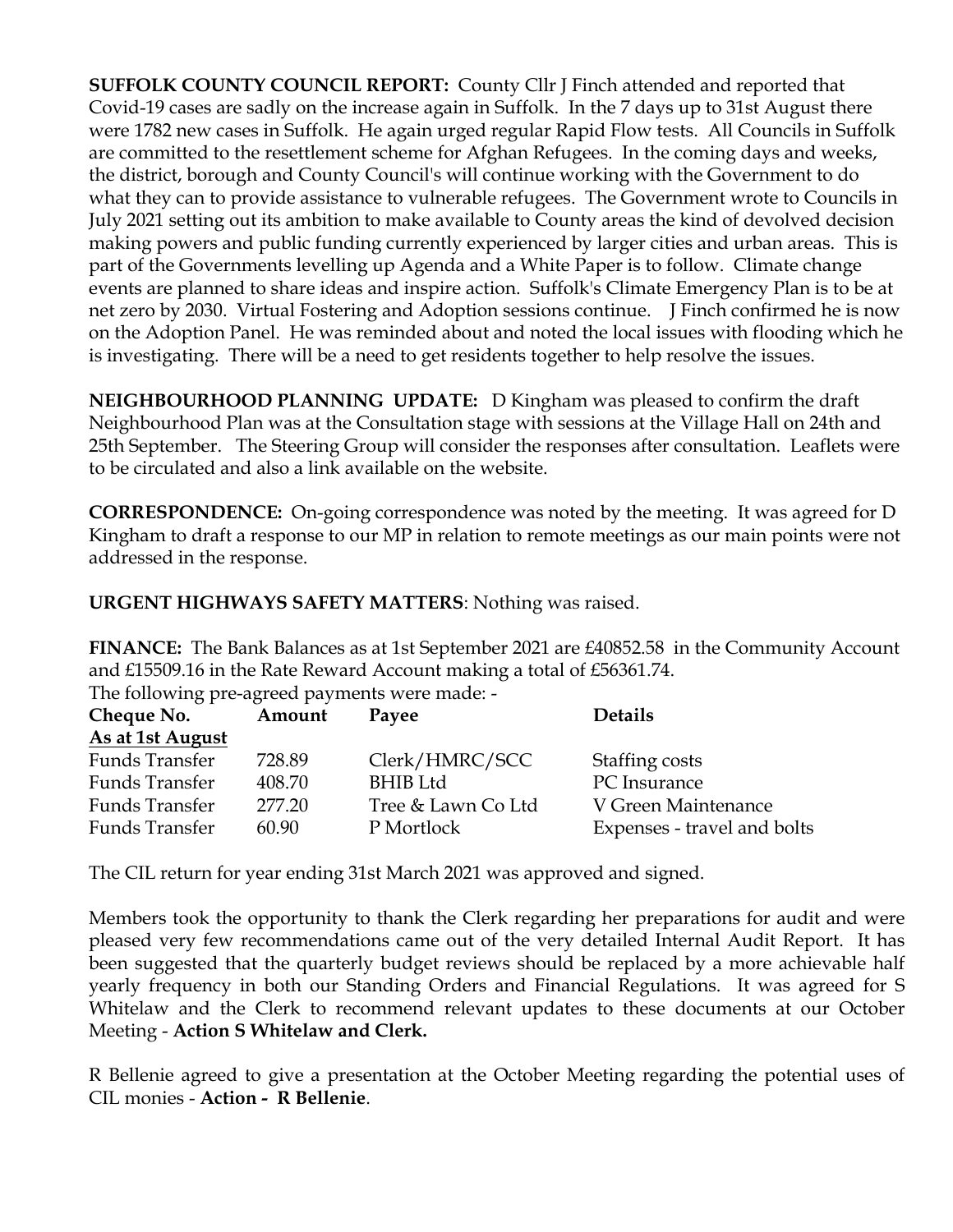**SUFFOLK COUNTY COUNCIL REPORT:** County Cllr J Finch attended and reported that Covid-19 cases are sadly on the increase again in Suffolk. In the 7 days up to 31st August there were 1782 new cases in Suffolk. He again urged regular Rapid Flow tests. All Councils in Suffolk are committed to the resettlement scheme for Afghan Refugees. In the coming days and weeks, the district, borough and County Council's will continue working with the Government to do what they can to provide assistance to vulnerable refugees. The Government wrote to Councils in July 2021 setting out its ambition to make available to County areas the kind of devolved decision making powers and public funding currently experienced by larger cities and urban areas. This is part of the Governments levelling up Agenda and a White Paper is to follow. Climate change events are planned to share ideas and inspire action. Suffolk's Climate Emergency Plan is to be at net zero by 2030. Virtual Fostering and Adoption sessions continue. J Finch confirmed he is now on the Adoption Panel. He was reminded about and noted the local issues with flooding which he is investigating. There will be a need to get residents together to help resolve the issues.

**NEIGHBOURHOOD PLANNING UPDATE:** D Kingham was pleased to confirm the draft Neighbourhood Plan was at the Consultation stage with sessions at the Village Hall on 24th and 25th September. The Steering Group will consider the responses after consultation. Leaflets were to be circulated and also a link available on the website.

**CORRESPONDENCE:** On-going correspondence was noted by the meeting. It was agreed for D Kingham to draft a response to our MP in relation to remote meetings as our main points were not addressed in the response.

**URGENT HIGHWAYS SAFETY MATTERS**: Nothing was raised.

**FINANCE:** The Bank Balances as at 1st September 2021 are £40852.58 in the Community Account and £15509.16 in the Rate Reward Account making a total of £56361.74.
The following pre-agreed payments were made: -

| Cheque No. | Amount | Payee | Details |
|---|---|---|---|
| **As at 1st August** | | | |
| Funds Transfer | 728.89 | Clerk/HMRC/SCC | Staffing costs |
| Funds Transfer | 408.70 | BHIB Ltd | PC Insurance |
| Funds Transfer | 277.20 | Tree & Lawn Co Ltd | V Green Maintenance |
| Funds Transfer | 60.90 | P Mortlock | Expenses - travel and bolts |

The CIL return for year ending 31st March 2021 was approved and signed.

Members took the opportunity to thank the Clerk regarding her preparations for audit and were pleased very few recommendations came out of the very detailed Internal Audit Report. It has been suggested that the quarterly budget reviews should be replaced by a more achievable half yearly frequency in both our Standing Orders and Financial Regulations. It was agreed for S Whitelaw and the Clerk to recommend relevant updates to these documents at our October Meeting - **Action S Whitelaw and Clerk.**

R Bellenie agreed to give a presentation at the October Meeting regarding the potential uses of CIL monies - **Action - R Bellenie**.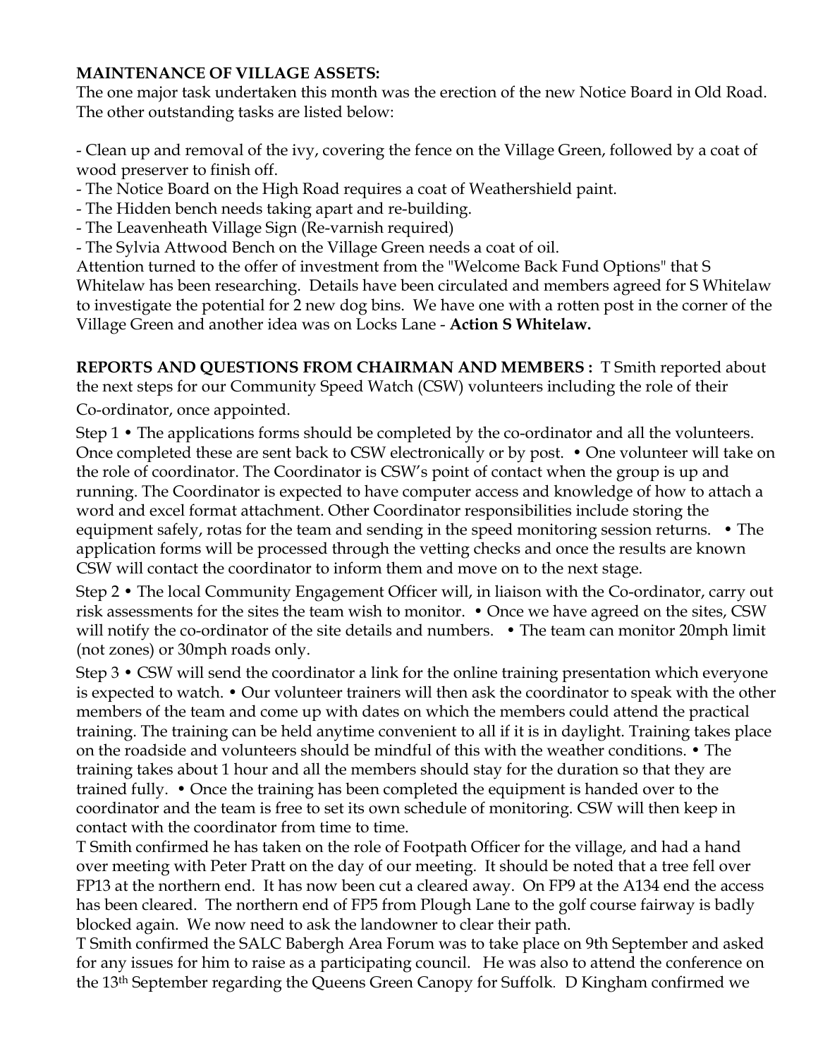**MAINTENANCE OF VILLAGE ASSETS:**
The one major task undertaken this month was the erection of the new Notice Board in Old Road. The other outstanding tasks are listed below:

- Clean up and removal of the ivy, covering the fence on the Village Green, followed by a coat of wood preserver to finish off.
- The Notice Board on the High Road requires a coat of Weathershield paint.
- The Hidden bench needs taking apart and re-building.
- The Leavenheath Village Sign (Re-varnish required)
- The Sylvia Attwood Bench on the Village Green needs a coat of oil.

Attention turned to the offer of investment from the "Welcome Back Fund Options" that S Whitelaw has been researching. Details have been circulated and members agreed for S Whitelaw to investigate the potential for 2 new dog bins. We have one with a rotten post in the corner of the Village Green and another idea was on Locks Lane - **Action S Whitelaw.**

**REPORTS AND QUESTIONS FROM CHAIRMAN AND MEMBERS :** T Smith reported about the next steps for our Community Speed Watch (CSW) volunteers including the role of their Co-ordinator, once appointed.

Step 1 • The applications forms should be completed by the co-ordinator and all the volunteers. Once completed these are sent back to CSW electronically or by post. • One volunteer will take on the role of coordinator. The Coordinator is CSW's point of contact when the group is up and running. The Coordinator is expected to have computer access and knowledge of how to attach a word and excel format attachment. Other Coordinator responsibilities include storing the equipment safely, rotas for the team and sending in the speed monitoring session returns. • The application forms will be processed through the vetting checks and once the results are known CSW will contact the coordinator to inform them and move on to the next stage.

Step 2 • The local Community Engagement Officer will, in liaison with the Co-ordinator, carry out risk assessments for the sites the team wish to monitor. • Once we have agreed on the sites, CSW will notify the co-ordinator of the site details and numbers. • The team can monitor 20mph limit (not zones) or 30mph roads only.

Step 3 • CSW will send the coordinator a link for the online training presentation which everyone is expected to watch. • Our volunteer trainers will then ask the coordinator to speak with the other members of the team and come up with dates on which the members could attend the practical training. The training can be held anytime convenient to all if it is in daylight. Training takes place on the roadside and volunteers should be mindful of this with the weather conditions. • The training takes about 1 hour and all the members should stay for the duration so that they are trained fully. • Once the training has been completed the equipment is handed over to the coordinator and the team is free to set its own schedule of monitoring. CSW will then keep in contact with the coordinator from time to time.

T Smith confirmed he has taken on the role of Footpath Officer for the village, and had a hand over meeting with Peter Pratt on the day of our meeting. It should be noted that a tree fell over FP13 at the northern end. It has now been cut a cleared away. On FP9 at the A134 end the access has been cleared. The northern end of FP5 from Plough Lane to the golf course fairway is badly blocked again. We now need to ask the landowner to clear their path.

T Smith confirmed the SALC Babergh Area Forum was to take place on 9th September and asked for any issues for him to raise as a participating council. He was also to attend the conference on the 13th September regarding the Queens Green Canopy for Suffolk. D Kingham confirmed we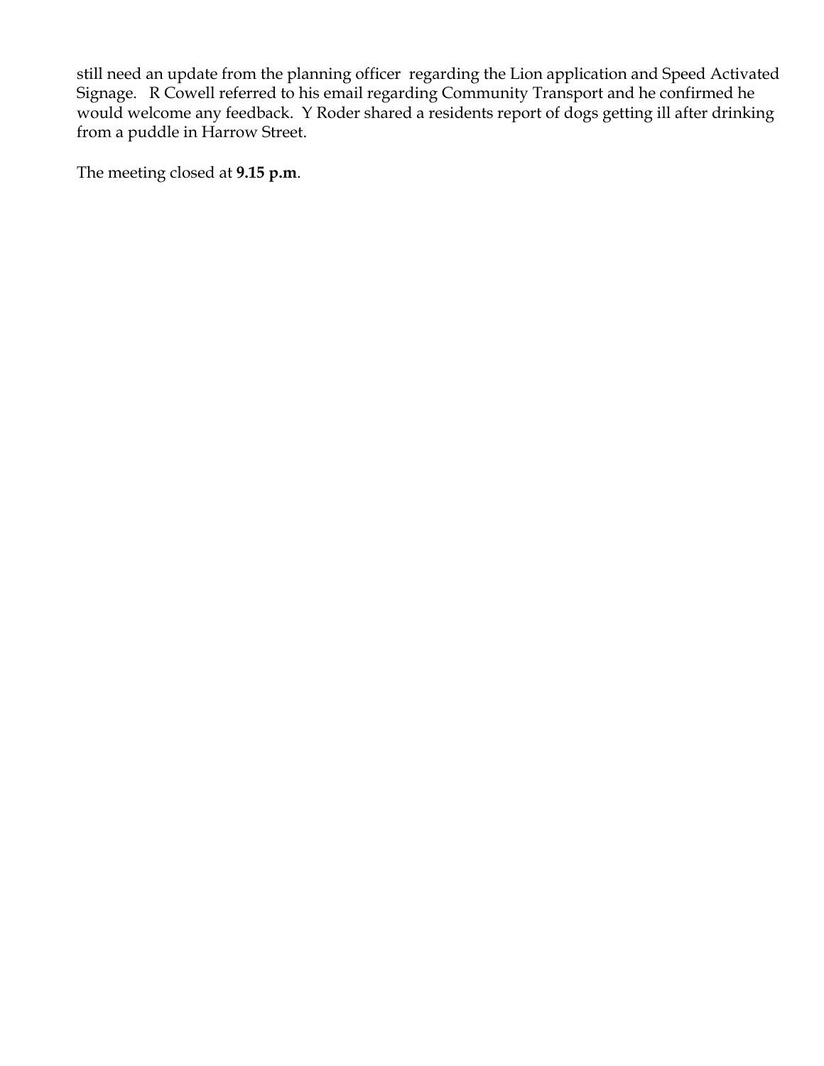still need an update from the planning officer regarding the Lion application and Speed Activated Signage. R Cowell referred to his email regarding Community Transport and he confirmed he would welcome any feedback. Y Roder shared a residents report of dogs getting ill after drinking from a puddle in Harrow Street.

The meeting closed at **9.15 p.m**.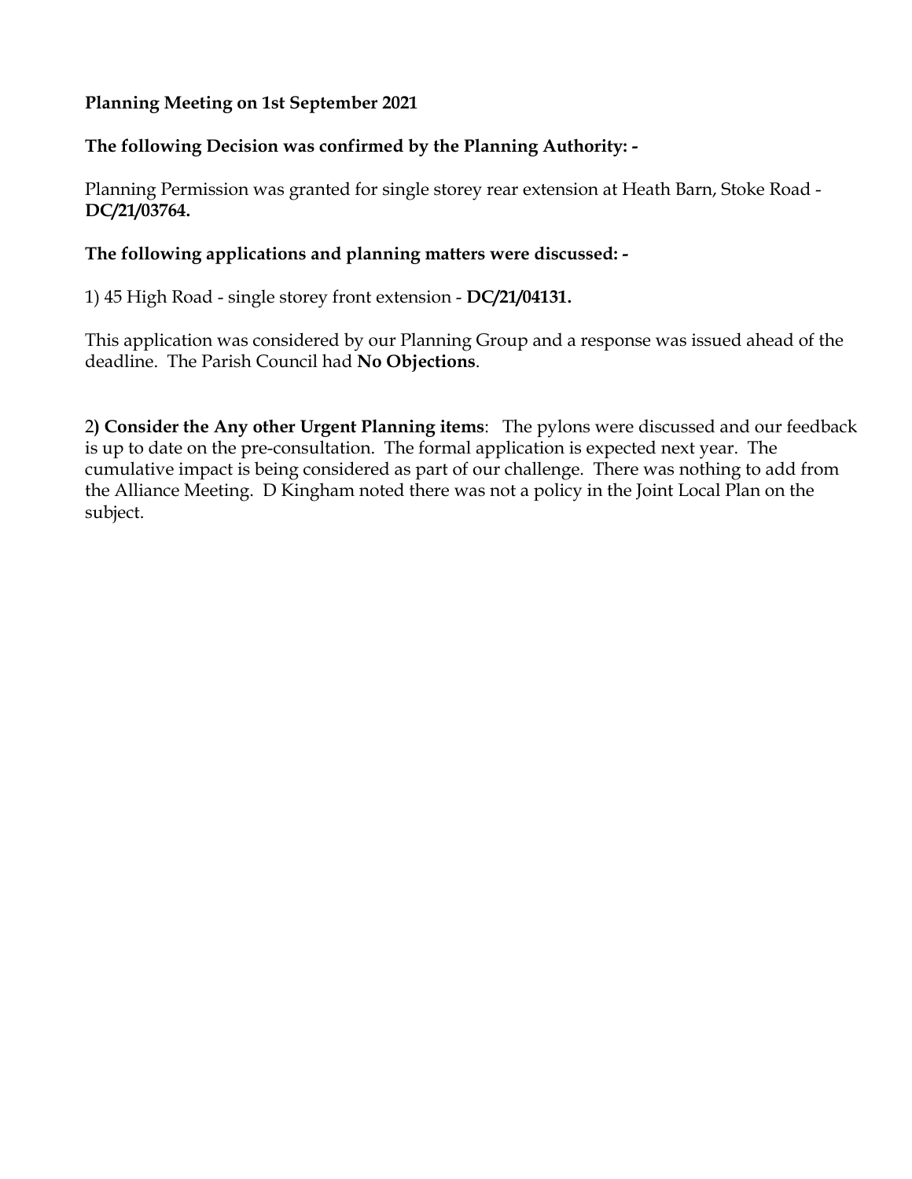**Planning Meeting on 1st September 2021**

**The following Decision was confirmed by the Planning Authority: -**

Planning Permission was granted for single storey rear extension at Heath Barn, Stoke Road - **DC/21/03764.**

**The following applications and planning matters were discussed: -**

1) 45 High Road - single storey front extension - **DC/21/04131.**

This application was considered by our Planning Group and a response was issued ahead of the deadline. The Parish Council had **No Objections**.

2**) Consider the Any other Urgent Planning items**: The pylons were discussed and our feedback is up to date on the pre-consultation. The formal application is expected next year. The cumulative impact is being considered as part of our challenge. There was nothing to add from the Alliance Meeting. D Kingham noted there was not a policy in the Joint Local Plan on the subject.